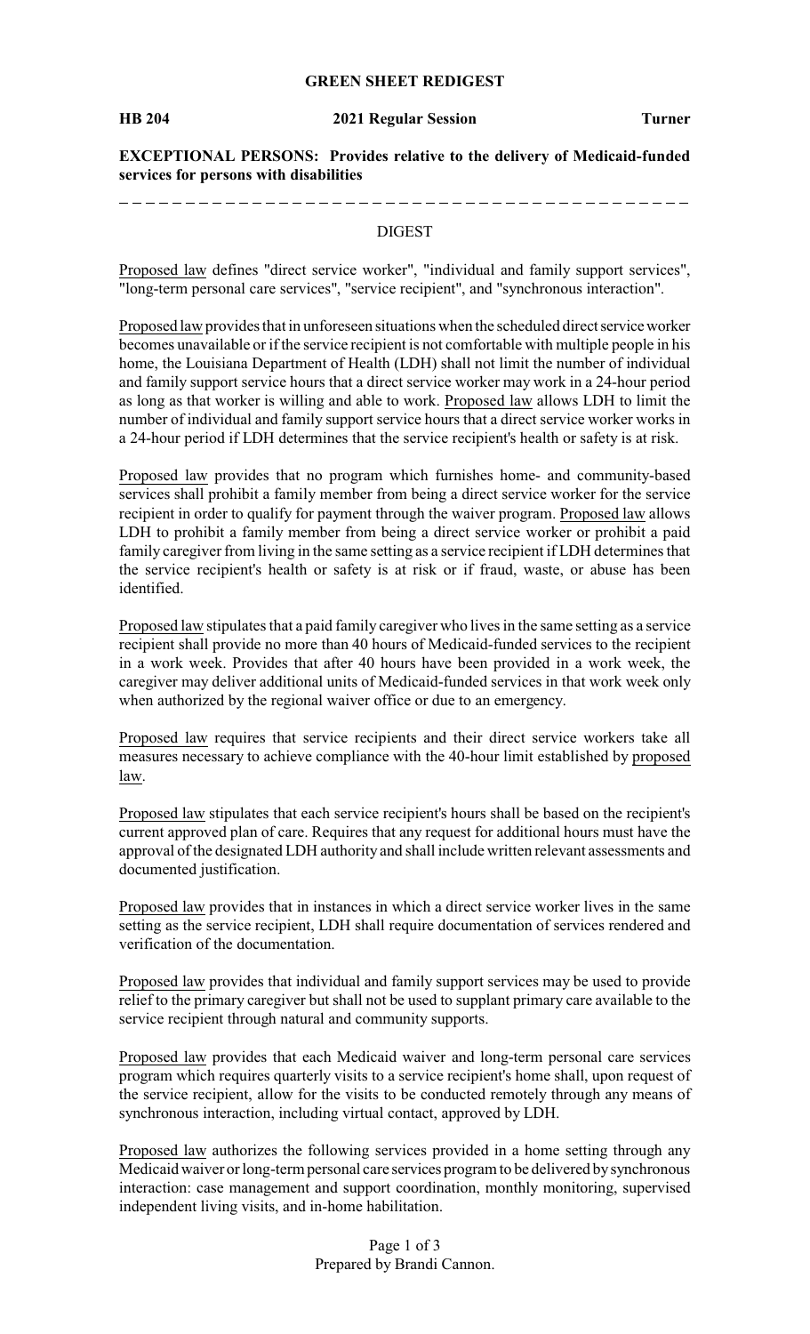**GREEN SHEET REDIGEST**

**HB 204** **2021 Regular Session** **Turner**

**EXCEPTIONAL PERSONS: Provides relative to the delivery of Medicaid-funded services for persons with disabilities**

## DIGEST

Proposed law defines "direct service worker", "individual and family support services", "long-term personal care services", "service recipient", and "synchronous interaction".

Proposed law provides that in unforeseen situations when the scheduled direct service worker becomes unavailable or if the service recipient is not comfortable with multiple people in his home, the Louisiana Department of Health (LDH) shall not limit the number of individual and family support service hours that a direct service worker may work in a 24-hour period as long as that worker is willing and able to work. Proposed law allows LDH to limit the number of individual and family support service hours that a direct service worker works in a 24-hour period if LDH determines that the service recipient's health or safety is at risk.

Proposed law provides that no program which furnishes home- and community-based services shall prohibit a family member from being a direct service worker for the service recipient in order to qualify for payment through the waiver program. Proposed law allows LDH to prohibit a family member from being a direct service worker or prohibit a paid family caregiver from living in the same setting as a service recipient if LDH determines that the service recipient's health or safety is at risk or if fraud, waste, or abuse has been identified.

Proposed law stipulates that a paid family caregiver who lives in the same setting as a service recipient shall provide no more than 40 hours of Medicaid-funded services to the recipient in a work week. Provides that after 40 hours have been provided in a work week, the caregiver may deliver additional units of Medicaid-funded services in that work week only when authorized by the regional waiver office or due to an emergency.

Proposed law requires that service recipients and their direct service workers take all measures necessary to achieve compliance with the 40-hour limit established by proposed law.

Proposed law stipulates that each service recipient's hours shall be based on the recipient's current approved plan of care. Requires that any request for additional hours must have the approval of the designated LDH authority and shall include written relevant assessments and documented justification.

Proposed law provides that in instances in which a direct service worker lives in the same setting as the service recipient, LDH shall require documentation of services rendered and verification of the documentation.

Proposed law provides that individual and family support services may be used to provide relief to the primary caregiver but shall not be used to supplant primary care available to the service recipient through natural and community supports.

Proposed law provides that each Medicaid waiver and long-term personal care services program which requires quarterly visits to a service recipient's home shall, upon request of the service recipient, allow for the visits to be conducted remotely through any means of synchronous interaction, including virtual contact, approved by LDH.

Proposed law authorizes the following services provided in a home setting through any Medicaid waiver or long-term personal care services program to be delivered by synchronous interaction: case management and support coordination, monthly monitoring, supervised independent living visits, and in-home habilitation.

Prepared by Brandi Cannon.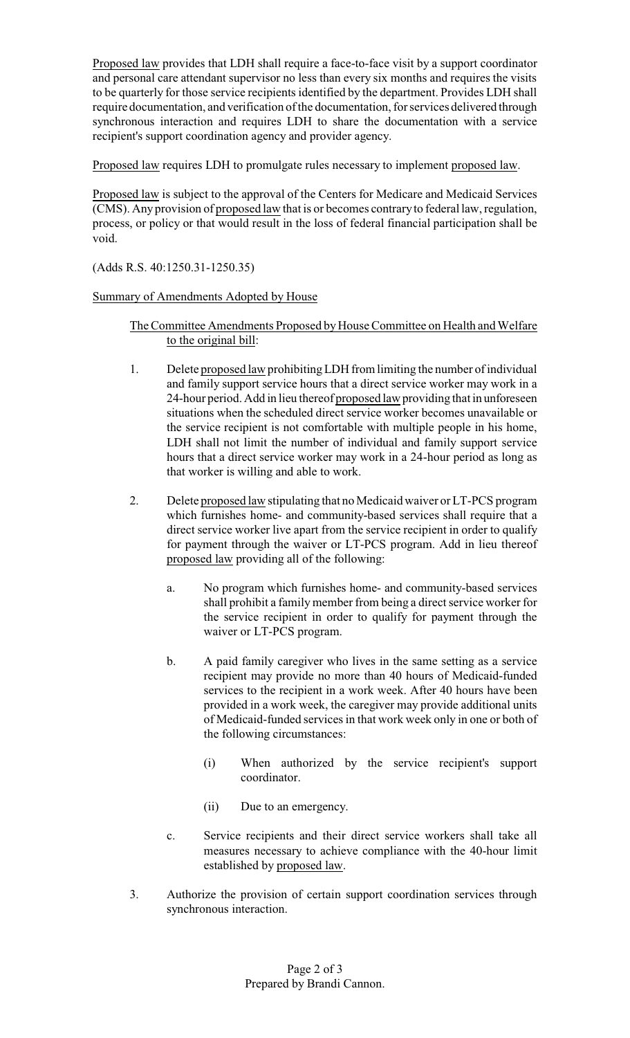Proposed law provides that LDH shall require a face-to-face visit by a support coordinator and personal care attendant supervisor no less than every six months and requires the visits to be quarterly for those service recipients identified by the department. Provides LDH shall require documentation, and verification of the documentation, for services delivered through synchronous interaction and requires LDH to share the documentation with a service recipient's support coordination agency and provider agency.

Proposed law requires LDH to promulgate rules necessary to implement proposed law.

Proposed law is subject to the approval of the Centers for Medicare and Medicaid Services (CMS). Any provision of proposed law that is or becomes contrary to federal law, regulation, process, or policy or that would result in the loss of federal financial participation shall be void.

(Adds R.S. 40:1250.31-1250.35)

Summary of Amendments Adopted by House

The Committee Amendments Proposed by House Committee on Health and Welfare to the original bill:

1. Delete proposed law prohibiting LDH from limiting the number of individual and family support service hours that a direct service worker may work in a 24-hour period. Add in lieu thereof proposed law providing that in unforeseen situations when the scheduled direct service worker becomes unavailable or the service recipient is not comfortable with multiple people in his home, LDH shall not limit the number of individual and family support service hours that a direct service worker may work in a 24-hour period as long as that worker is willing and able to work.

2. Delete proposed law stipulating that no Medicaid waiver or LT-PCS program which furnishes home- and community-based services shall require that a direct service worker live apart from the service recipient in order to qualify for payment through the waiver or LT-PCS program. Add in lieu thereof proposed law providing all of the following:

   a. No program which furnishes home- and community-based services shall prohibit a family member from being a direct service worker for the service recipient in order to qualify for payment through the waiver or LT-PCS program.

   b. A paid family caregiver who lives in the same setting as a service recipient may provide no more than 40 hours of Medicaid-funded services to the recipient in a work week. After 40 hours have been provided in a work week, the caregiver may provide additional units of Medicaid-funded services in that work week only in one or both of the following circumstances:

      (i) When authorized by the service recipient's support coordinator.

      (ii) Due to an emergency.

   c. Service recipients and their direct service workers shall take all measures necessary to achieve compliance with the 40-hour limit established by proposed law.

3. Authorize the provision of certain support coordination services through synchronous interaction.

Prepared by Brandi Cannon.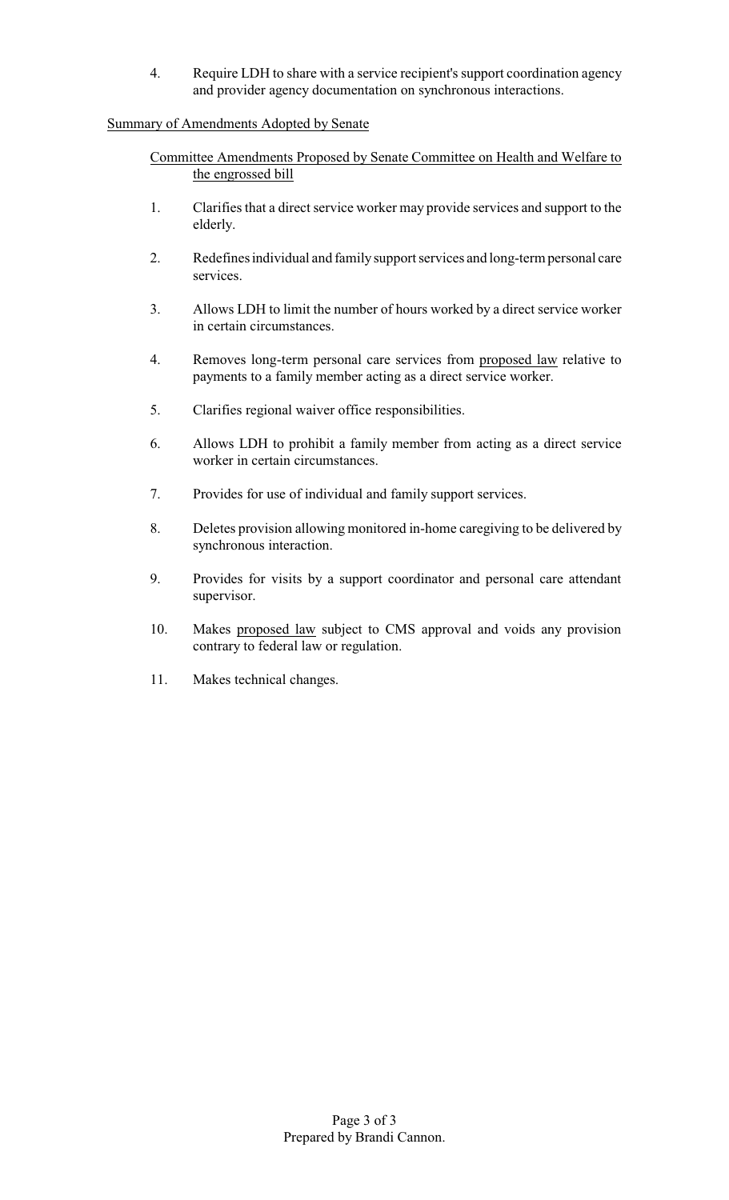4. Require LDH to share with a service recipient's support coordination agency and provider agency documentation on synchronous interactions.

Summary of Amendments Adopted by Senate

Committee Amendments Proposed by Senate Committee on Health and Welfare to the engrossed bill

1. Clarifies that a direct service worker may provide services and support to the elderly.

2. Redefines individual and family support services and long-term personal care services.

3. Allows LDH to limit the number of hours worked by a direct service worker in certain circumstances.

4. Removes long-term personal care services from proposed law relative to payments to a family member acting as a direct service worker.

5. Clarifies regional waiver office responsibilities.

6. Allows LDH to prohibit a family member from acting as a direct service worker in certain circumstances.

7. Provides for use of individual and family support services.

8. Deletes provision allowing monitored in-home caregiving to be delivered by synchronous interaction.

9. Provides for visits by a support coordinator and personal care attendant supervisor.

10. Makes proposed law subject to CMS approval and voids any provision contrary to federal law or regulation.

11. Makes technical changes.

Prepared by Brandi Cannon.